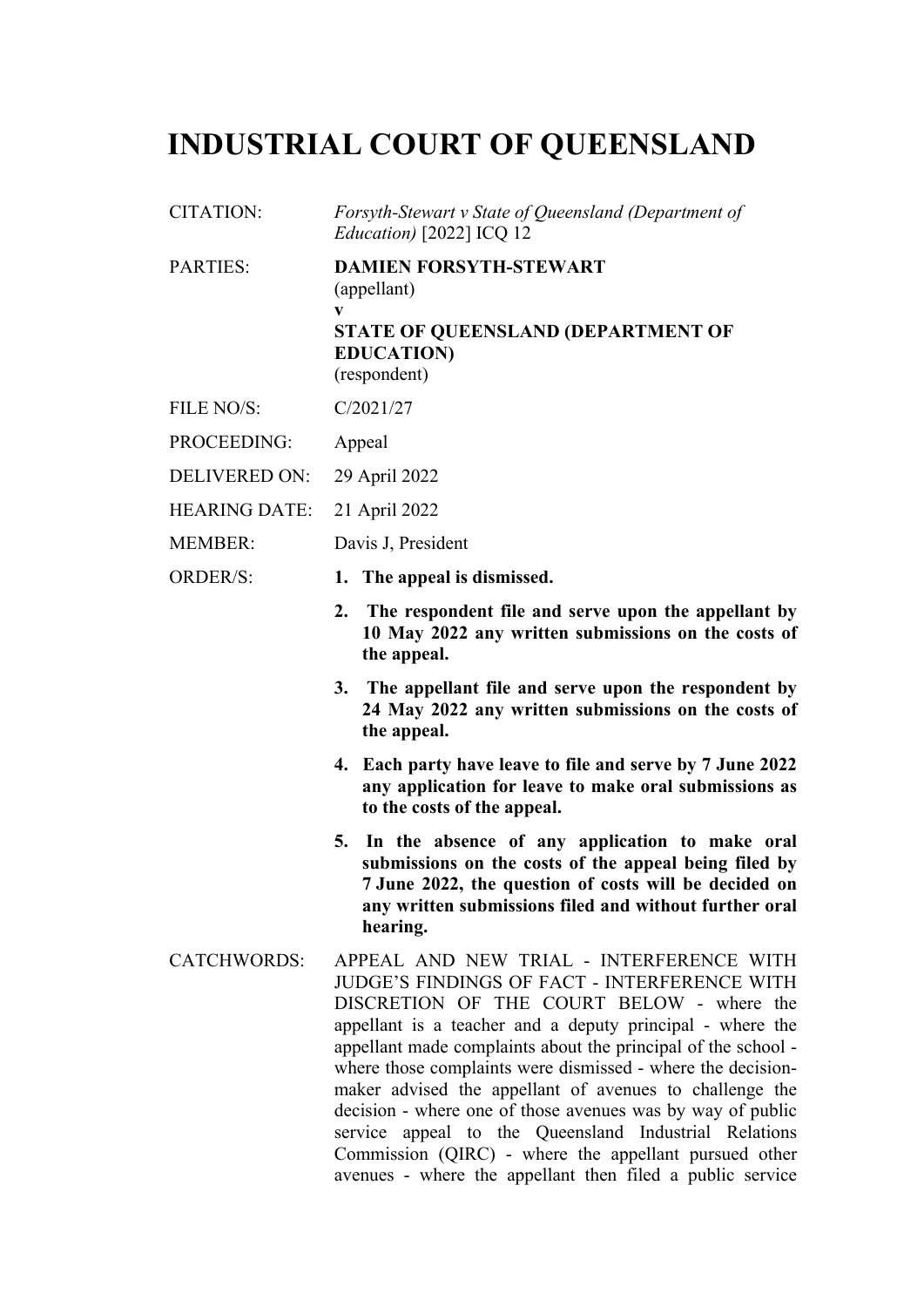# INDUSTRIAL COURT OF QUEENSLAND

| | |
|---|---|
| CITATION: | *Forsyth-Stewart v State of Queensland (Department of Education)* [2022] ICQ 12 |
| PARTIES: | **DAMIEN FORSYTH-STEWART**<br>(appellant)<br>**v**<br>**STATE OF QUEENSLAND (DEPARTMENT OF EDUCATION)**<br>(respondent) |
| FILE NO/S: | C/2021/27 |
| PROCEEDING: | Appeal |
| DELIVERED ON: | 29 April 2022 |
| HEARING DATE: | 21 April 2022 |
| MEMBER: | Davis J, President |
| ORDER/S: | **1. The appeal is dismissed.**<br>**2. The respondent file and serve upon the appellant by 10 May 2022 any written submissions on the costs of the appeal.**<br>**3. The appellant file and serve upon the respondent by 24 May 2022 any written submissions on the costs of the appeal.**<br>**4. Each party have leave to file and serve by 7 June 2022 any application for leave to make oral submissions as to the costs of the appeal.**<br>**5. In the absence of any application to make oral submissions on the costs of the appeal being filed by 7 June 2022, the question of costs will be decided on any written submissions filed and without further oral hearing.** |
| CATCHWORDS: | APPEAL AND NEW TRIAL - INTERFERENCE WITH JUDGE'S FINDINGS OF FACT - INTERFERENCE WITH DISCRETION OF THE COURT BELOW - where the appellant is a teacher and a deputy principal - where the appellant made complaints about the principal of the school - where those complaints were dismissed - where the decision-maker advised the appellant of avenues to challenge the decision - where one of those avenues was by way of public service appeal to the Queensland Industrial Relations Commission (QIRC) - where the appellant pursued other avenues - where the appellant then filed a public service |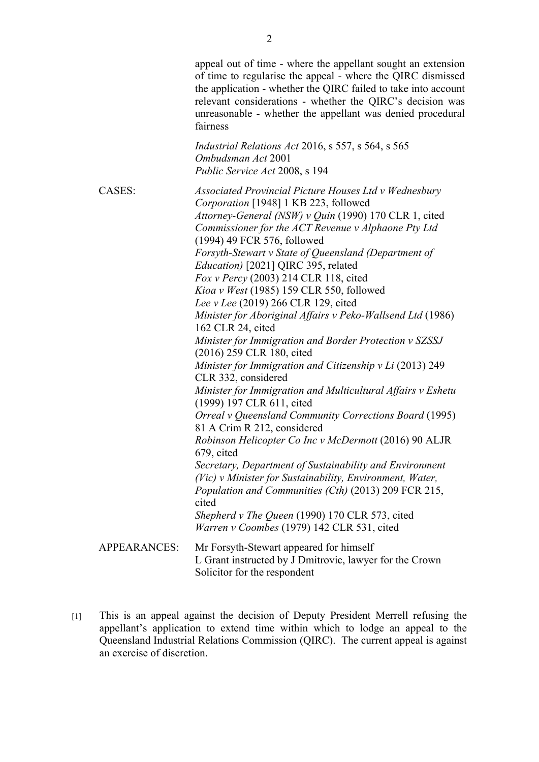appeal out of time - where the appellant sought an extension of time to regularise the appeal - where the QIRC dismissed the application - whether the QIRC failed to take into account relevant considerations - whether the QIRC's decision was unreasonable - whether the appellant was denied procedural fairness

*Industrial Relations Act* 2016, s 557, s 564, s 565
*Ombudsman Act* 2001
*Public Service Act* 2008, s 194

CASES:

*Associated Provincial Picture Houses Ltd v Wednesbury Corporation* [1948] 1 KB 223, followed
*Attorney-General (NSW) v Quin* (1990) 170 CLR 1, cited
*Commissioner for the ACT Revenue v Alphaone Pty Ltd* (1994) 49 FCR 576, followed
*Forsyth-Stewart v State of Queensland (Department of Education)* [2021] QIRC 395, related
*Fox v Percy* (2003) 214 CLR 118, cited
*Kioa v West* (1985) 159 CLR 550, followed
*Lee v Lee* (2019) 266 CLR 129, cited
*Minister for Aboriginal Affairs v Peko-Wallsend Ltd* (1986) 162 CLR 24, cited
*Minister for Immigration and Border Protection v SZSSJ* (2016) 259 CLR 180, cited
*Minister for Immigration and Citizenship v Li* (2013) 249 CLR 332, considered
*Minister for Immigration and Multicultural Affairs v Eshetu* (1999) 197 CLR 611, cited
*Orreal v Queensland Community Corrections Board* (1995) 81 A Crim R 212, considered
*Robinson Helicopter Co Inc v McDermott* (2016) 90 ALJR 679, cited
*Secretary, Department of Sustainability and Environment (Vic) v Minister for Sustainability, Environment, Water, Population and Communities (Cth)* (2013) 209 FCR 215, cited
*Shepherd v The Queen* (1990) 170 CLR 573, cited
*Warren v Coombes* (1979) 142 CLR 531, cited

APPEARANCES:

Mr Forsyth-Stewart appeared for himself
L Grant instructed by J Dmitrovic, lawyer for the Crown Solicitor for the respondent

[1] This is an appeal against the decision of Deputy President Merrell refusing the appellant's application to extend time within which to lodge an appeal to the Queensland Industrial Relations Commission (QIRC). The current appeal is against an exercise of discretion.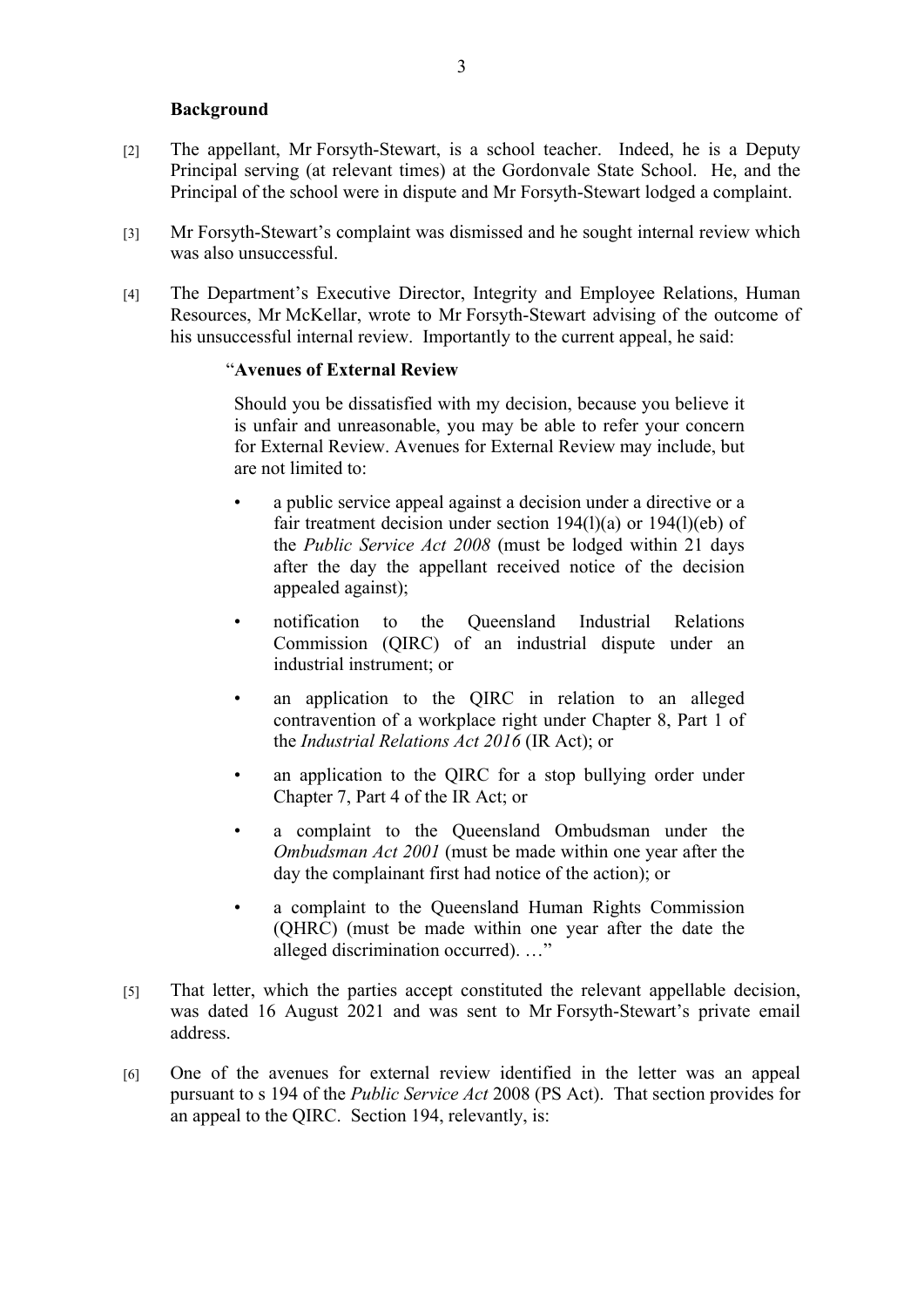**Background**

[2] The appellant, Mr Forsyth-Stewart, is a school teacher. Indeed, he is a Deputy Principal serving (at relevant times) at the Gordonvale State School. He, and the Principal of the school were in dispute and Mr Forsyth-Stewart lodged a complaint.

[3] Mr Forsyth-Stewart's complaint was dismissed and he sought internal review which was also unsuccessful.

[4] The Department's Executive Director, Integrity and Employee Relations, Human Resources, Mr McKellar, wrote to Mr Forsyth-Stewart advising of the outcome of his unsuccessful internal review. Importantly to the current appeal, he said:

> "**Avenues of External Review**
>
> Should you be dissatisfied with my decision, because you believe it is unfair and unreasonable, you may be able to refer your concern for External Review. Avenues for External Review may include, but are not limited to:
>
> - a public service appeal against a decision under a directive or a fair treatment decision under section 194(l)(a) or 194(l)(eb) of the *Public Service Act 2008* (must be lodged within 21 days after the day the appellant received notice of the decision appealed against);
> - notification to the Queensland Industrial Relations Commission (QIRC) of an industrial dispute under an industrial instrument; or
> - an application to the QIRC in relation to an alleged contravention of a workplace right under Chapter 8, Part 1 of the *Industrial Relations Act 2016* (IR Act); or
> - an application to the QIRC for a stop bullying order under Chapter 7, Part 4 of the IR Act; or
> - a complaint to the Queensland Ombudsman under the *Ombudsman Act 2001* (must be made within one year after the day the complainant first had notice of the action); or
> - a complaint to the Queensland Human Rights Commission (QHRC) (must be made within one year after the date the alleged discrimination occurred). …"

[5] That letter, which the parties accept constituted the relevant appellable decision, was dated 16 August 2021 and was sent to Mr Forsyth-Stewart's private email address.

[6] One of the avenues for external review identified in the letter was an appeal pursuant to s 194 of the *Public Service Act* 2008 (PS Act). That section provides for an appeal to the QIRC. Section 194, relevantly, is: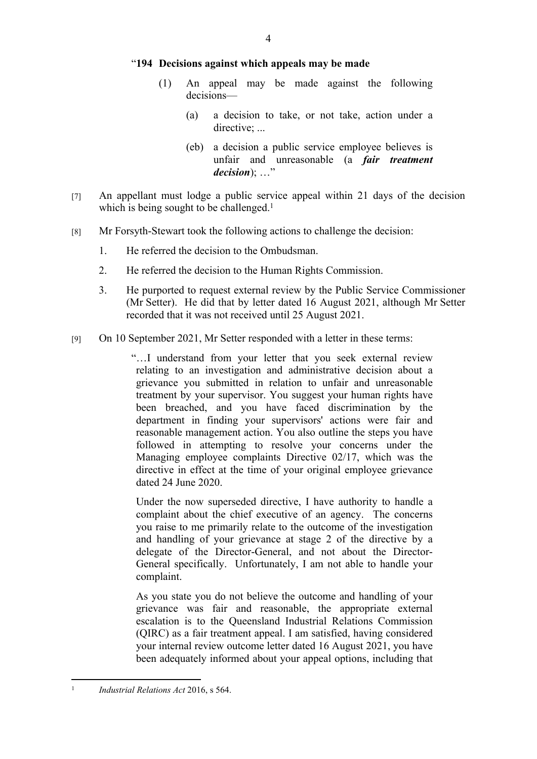"**194 Decisions against which appeals may be made**

> (1) An appeal may be made against the following decisions—
>
> (a) a decision to take, or not take, action under a directive; ...
>
> (eb) a decision a public service employee believes is unfair and unreasonable (a ***fair treatment decision***); …"

[7] An appellant must lodge a public service appeal within 21 days of the decision which is being sought to be challenged.[1]

[8] Mr Forsyth-Stewart took the following actions to challenge the decision:

1. He referred the decision to the Ombudsman.
2. He referred the decision to the Human Rights Commission.
3. He purported to request external review by the Public Service Commissioner (Mr Setter). He did that by letter dated 16 August 2021, although Mr Setter recorded that it was not received until 25 August 2021.

[9] On 10 September 2021, Mr Setter responded with a letter in these terms:

> "…I understand from your letter that you seek external review relating to an investigation and administrative decision about a grievance you submitted in relation to unfair and unreasonable treatment by your supervisor. You suggest your human rights have been breached, and you have faced discrimination by the department in finding your supervisors' actions were fair and reasonable management action. You also outline the steps you have followed in attempting to resolve your concerns under the Managing employee complaints Directive 02/17, which was the directive in effect at the time of your original employee grievance dated 24 June 2020.
>
> Under the now superseded directive, I have authority to handle a complaint about the chief executive of an agency. The concerns you raise to me primarily relate to the outcome of the investigation and handling of your grievance at stage 2 of the directive by a delegate of the Director-General, and not about the Director-General specifically. Unfortunately, I am not able to handle your complaint.
>
> As you state you do not believe the outcome and handling of your grievance was fair and reasonable, the appropriate external escalation is to the Queensland Industrial Relations Commission (QIRC) as a fair treatment appeal. I am satisfied, having considered your internal review outcome letter dated 16 August 2021, you have been adequately informed about your appeal options, including that

[1] *Industrial Relations Act* 2016, s 564.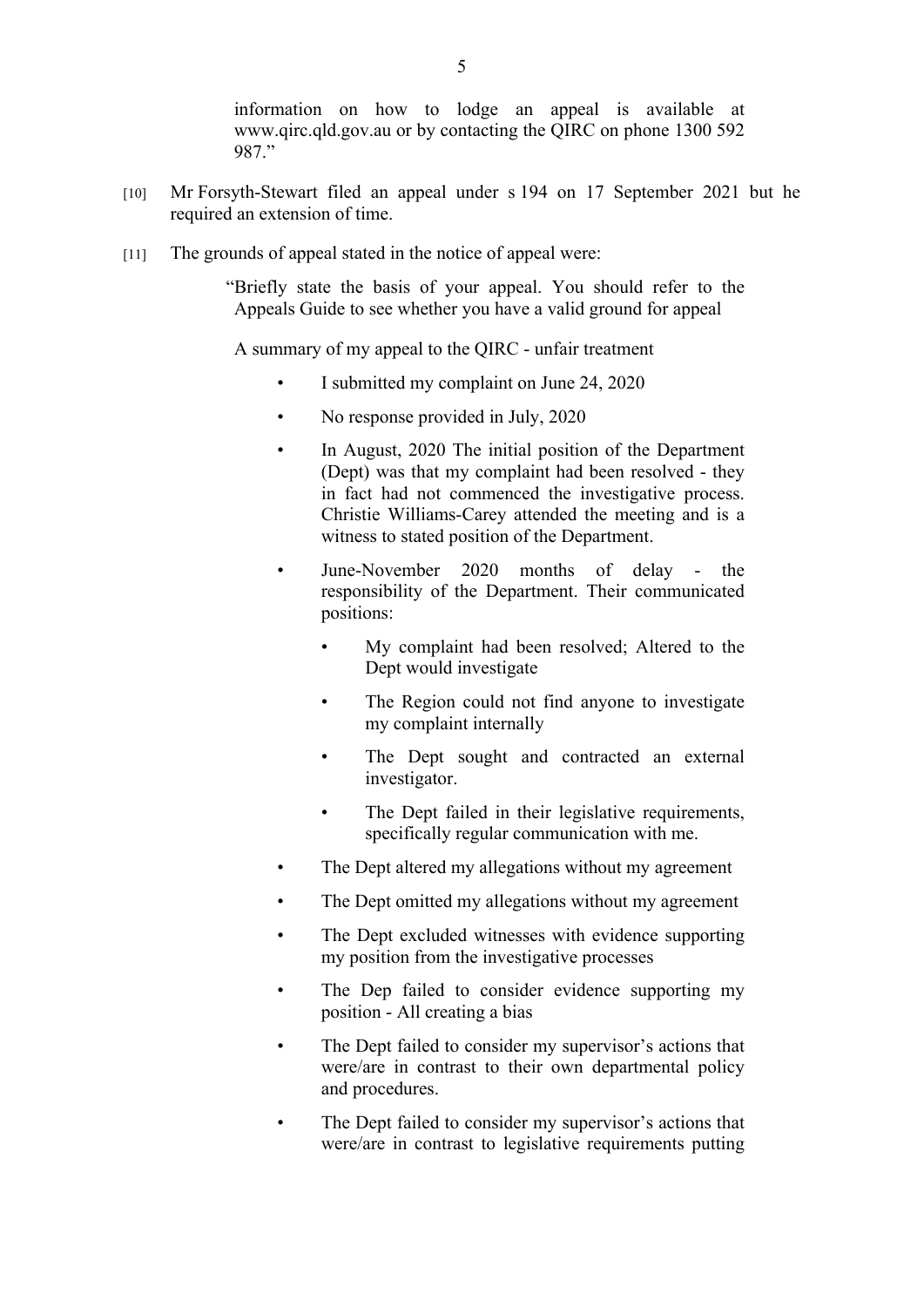information on how to lodge an appeal is available at www.qirc.qld.gov.au or by contacting the QIRC on phone 1300 592 987."

[10] Mr Forsyth-Stewart filed an appeal under s 194 on 17 September 2021 but he required an extension of time.

[11] The grounds of appeal stated in the notice of appeal were:

> "Briefly state the basis of your appeal. You should refer to the Appeals Guide to see whether you have a valid ground for appeal
>
> A summary of my appeal to the QIRC - unfair treatment
>
> - I submitted my complaint on June 24, 2020
> - No response provided in July, 2020
> - In August, 2020 The initial position of the Department (Dept) was that my complaint had been resolved - they in fact had not commenced the investigative process. Christie Williams-Carey attended the meeting and is a witness to stated position of the Department.
> - June-November 2020 months of delay - the responsibility of the Department. Their communicated positions:
>     - My complaint had been resolved; Altered to the Dept would investigate
>     - The Region could not find anyone to investigate my complaint internally
>     - The Dept sought and contracted an external investigator.
>     - The Dept failed in their legislative requirements, specifically regular communication with me.
> - The Dept altered my allegations without my agreement
> - The Dept omitted my allegations without my agreement
> - The Dept excluded witnesses with evidence supporting my position from the investigative processes
> - The Dep failed to consider evidence supporting my position - All creating a bias
> - The Dept failed to consider my supervisor's actions that were/are in contrast to their own departmental policy and procedures.
> - The Dept failed to consider my supervisor's actions that were/are in contrast to legislative requirements putting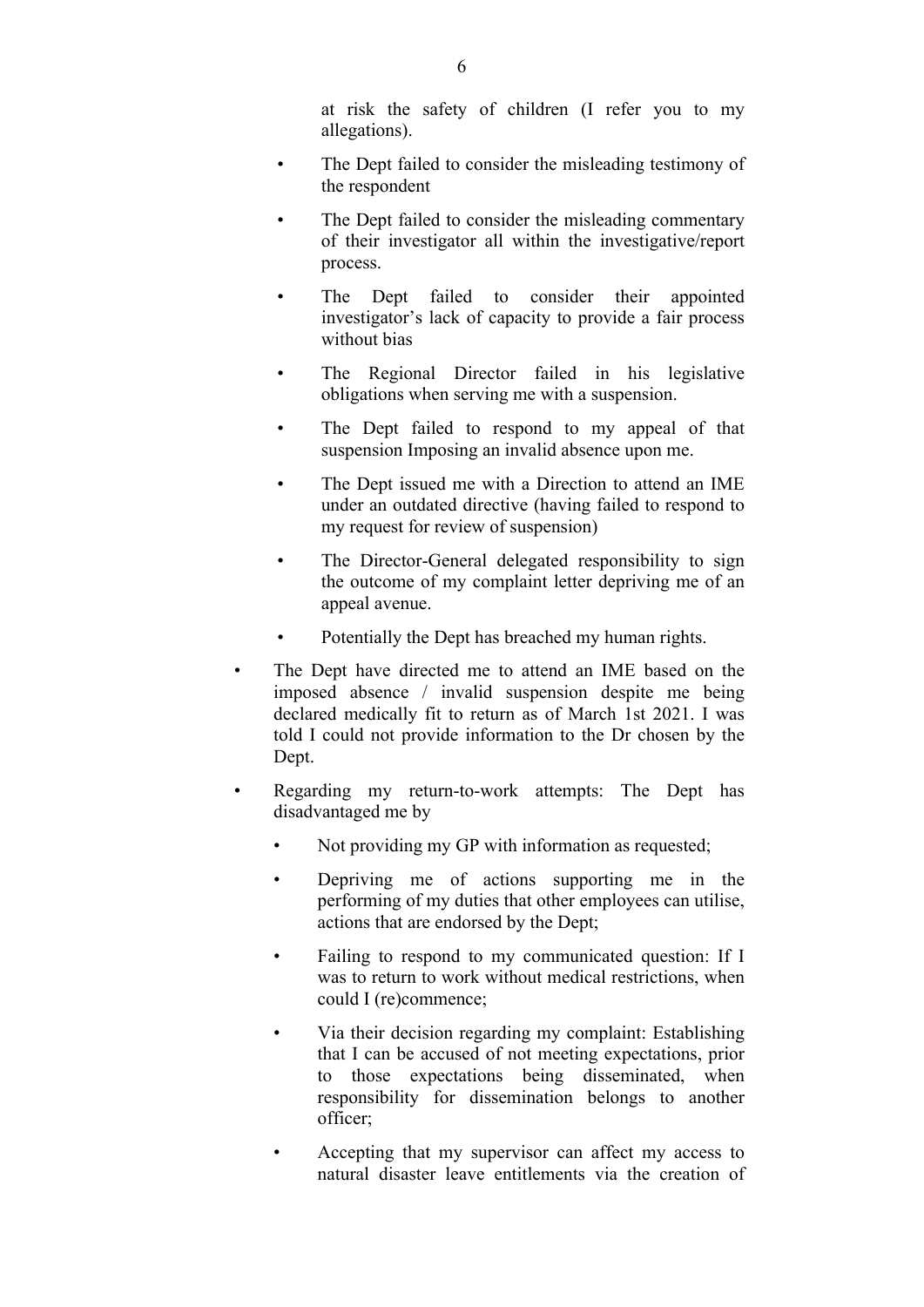at risk the safety of children (I refer you to my allegations).

  - The Dept failed to consider the misleading testimony of the respondent
  - The Dept failed to consider the misleading commentary of their investigator all within the investigative/report process.
  - The Dept failed to consider their appointed investigator's lack of capacity to provide a fair process without bias
  - The Regional Director failed in his legislative obligations when serving me with a suspension.
  - The Dept failed to respond to my appeal of that suspension Imposing an invalid absence upon me.
  - The Dept issued me with a Direction to attend an IME under an outdated directive (having failed to respond to my request for review of suspension)
  - The Director-General delegated responsibility to sign the outcome of my complaint letter depriving me of an appeal avenue.
  - Potentially the Dept has breached my human rights.

- The Dept have directed me to attend an IME based on the imposed absence / invalid suspension despite me being declared medically fit to return as of March 1st 2021. I was told I could not provide information to the Dr chosen by the Dept.
- Regarding my return-to-work attempts: The Dept has disadvantaged me by
  - Not providing my GP with information as requested;
  - Depriving me of actions supporting me in the performing of my duties that other employees can utilise, actions that are endorsed by the Dept;
  - Failing to respond to my communicated question: If I was to return to work without medical restrictions, when could I (re)commence;
  - Via their decision regarding my complaint: Establishing that I can be accused of not meeting expectations, prior to those expectations being disseminated, when responsibility for dissemination belongs to another officer;
  - Accepting that my supervisor can affect my access to natural disaster leave entitlements via the creation of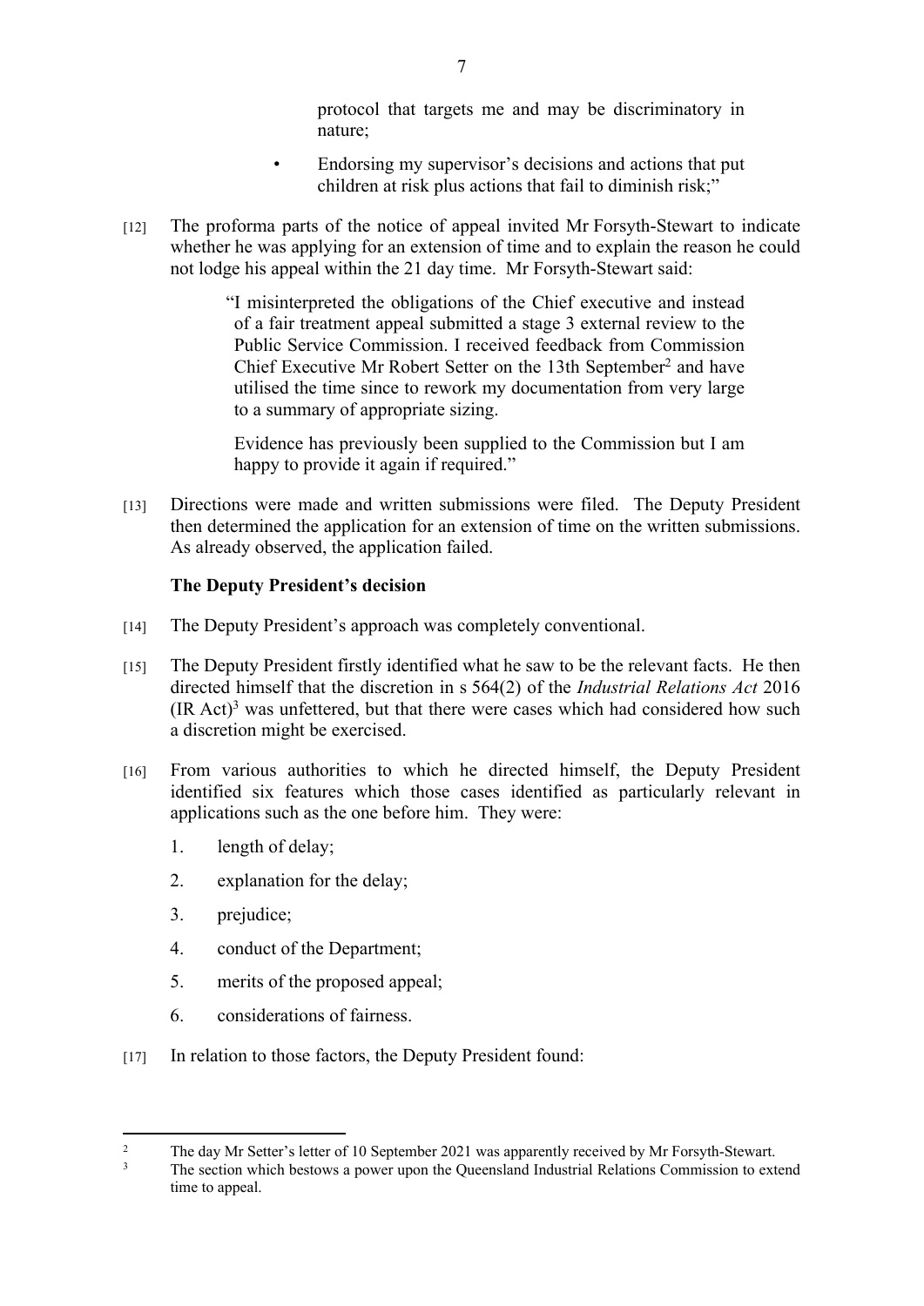> protocol that targets me and may be discriminatory in nature;
>
> - Endorsing my supervisor's decisions and actions that put children at risk plus actions that fail to diminish risk;"

[12] The proforma parts of the notice of appeal invited Mr Forsyth-Stewart to indicate whether he was applying for an extension of time and to explain the reason he could not lodge his appeal within the 21 day time. Mr Forsyth-Stewart said:

> "I misinterpreted the obligations of the Chief executive and instead of a fair treatment appeal submitted a stage 3 external review to the Public Service Commission. I received feedback from Commission Chief Executive Mr Robert Setter on the 13th September[2] and have utilised the time since to rework my documentation from very large to a summary of appropriate sizing.
>
> Evidence has previously been supplied to the Commission but I am happy to provide it again if required."

[13] Directions were made and written submissions were filed. The Deputy President then determined the application for an extension of time on the written submissions. As already observed, the application failed.

**The Deputy President's decision**

[14] The Deputy President's approach was completely conventional.

[15] The Deputy President firstly identified what he saw to be the relevant facts. He then directed himself that the discretion in s 564(2) of the *Industrial Relations Act* 2016 (IR Act)[3] was unfettered, but that there were cases which had considered how such a discretion might be exercised.

[16] From various authorities to which he directed himself, the Deputy President identified six features which those cases identified as particularly relevant in applications such as the one before him. They were:

1. length of delay;
2. explanation for the delay;
3. prejudice;
4. conduct of the Department;
5. merits of the proposed appeal;
6. considerations of fairness.

[17] In relation to those factors, the Deputy President found:

---

[2] The day Mr Setter's letter of 10 September 2021 was apparently received by Mr Forsyth-Stewart.

[3] The section which bestows a power upon the Queensland Industrial Relations Commission to extend time to appeal.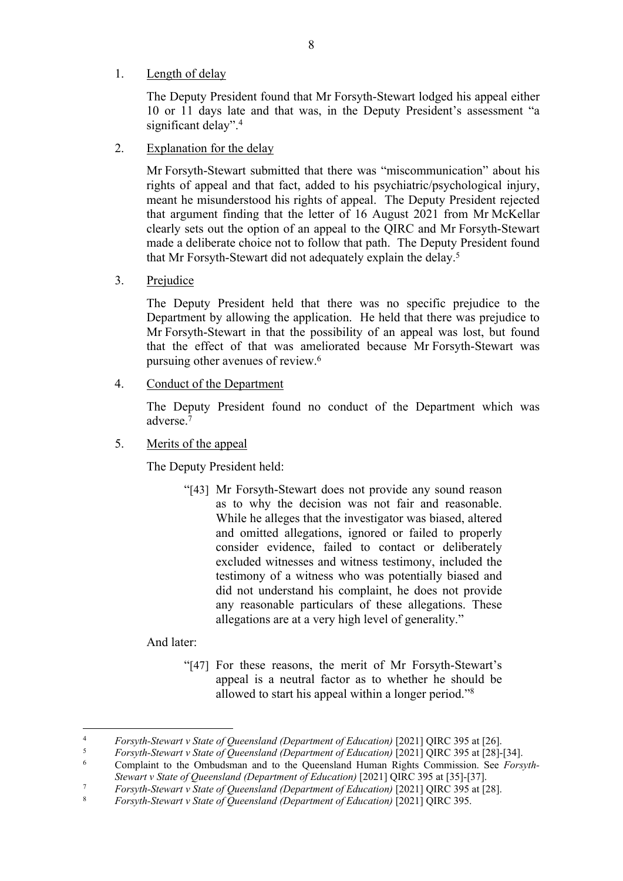1. Length of delay

   The Deputy President found that Mr Forsyth-Stewart lodged his appeal either 10 or 11 days late and that was, in the Deputy President's assessment "a significant delay".[4]

2. Explanation for the delay

   Mr Forsyth-Stewart submitted that there was "miscommunication" about his rights of appeal and that fact, added to his psychiatric/psychological injury, meant he misunderstood his rights of appeal. The Deputy President rejected that argument finding that the letter of 16 August 2021 from Mr McKellar clearly sets out the option of an appeal to the QIRC and Mr Forsyth-Stewart made a deliberate choice not to follow that path. The Deputy President found that Mr Forsyth-Stewart did not adequately explain the delay.[5]

3. Prejudice

   The Deputy President held that there was no specific prejudice to the Department by allowing the application. He held that there was prejudice to Mr Forsyth-Stewart in that the possibility of an appeal was lost, but found that the effect of that was ameliorated because Mr Forsyth-Stewart was pursuing other avenues of review.[6]

4. Conduct of the Department

   The Deputy President found no conduct of the Department which was adverse.[7]

5. Merits of the appeal

   The Deputy President held:

   > "[43] Mr Forsyth-Stewart does not provide any sound reason as to why the decision was not fair and reasonable. While he alleges that the investigator was biased, altered and omitted allegations, ignored or failed to properly consider evidence, failed to contact or deliberately excluded witnesses and witness testimony, included the testimony of a witness who was potentially biased and did not understand his complaint, he does not provide any reasonable particulars of these allegations. These allegations are at a very high level of generality."

   And later:

   > "[47] For these reasons, the merit of Mr Forsyth-Stewart's appeal is a neutral factor as to whether he should be allowed to start his appeal within a longer period."[8]

---

[4] *Forsyth-Stewart v State of Queensland (Department of Education)* [2021] QIRC 395 at [26].

[5] *Forsyth-Stewart v State of Queensland (Department of Education)* [2021] QIRC 395 at [28]-[34].

[6] Complaint to the Ombudsman and to the Queensland Human Rights Commission. See *Forsyth-Stewart v State of Queensland (Department of Education)* [2021] QIRC 395 at [35]-[37].

[7] *Forsyth-Stewart v State of Queensland (Department of Education)* [2021] QIRC 395 at [28].

[8] *Forsyth-Stewart v State of Queensland (Department of Education)* [2021] QIRC 395.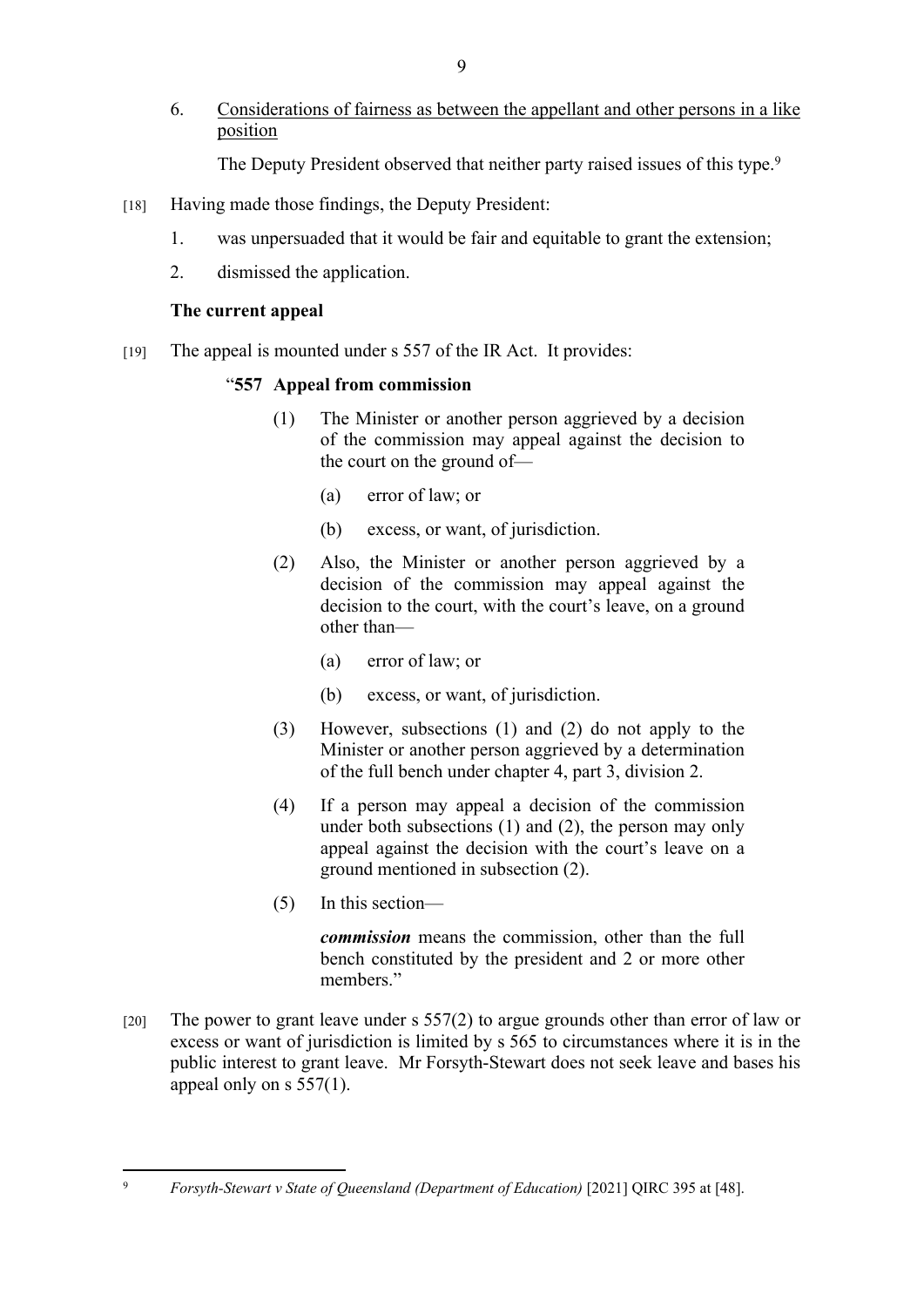6. Considerations of fairness as between the appellant and other persons in a like position

   The Deputy President observed that neither party raised issues of this type.[9]

[18] Having made those findings, the Deputy President:

1. was unpersuaded that it would be fair and equitable to grant the extension;
2. dismissed the application.

**The current appeal**

[19] The appeal is mounted under s 557 of the IR Act. It provides:

> "**557 Appeal from commission**
>
> (1) The Minister or another person aggrieved by a decision of the commission may appeal against the decision to the court on the ground of—
>
> (a) error of law; or
>
> (b) excess, or want, of jurisdiction.
>
> (2) Also, the Minister or another person aggrieved by a decision of the commission may appeal against the decision to the court, with the court's leave, on a ground other than—
>
> (a) error of law; or
>
> (b) excess, or want, of jurisdiction.
>
> (3) However, subsections (1) and (2) do not apply to the Minister or another person aggrieved by a determination of the full bench under chapter 4, part 3, division 2.
>
> (4) If a person may appeal a decision of the commission under both subsections (1) and (2), the person may only appeal against the decision with the court's leave on a ground mentioned in subsection (2).
>
> (5) In this section—
>
> ***commission*** means the commission, other than the full bench constituted by the president and 2 or more other members."

[20] The power to grant leave under s 557(2) to argue grounds other than error of law or excess or want of jurisdiction is limited by s 565 to circumstances where it is in the public interest to grant leave. Mr Forsyth-Stewart does not seek leave and bases his appeal only on s 557(1).

---

[9] *Forsyth-Stewart v State of Queensland (Department of Education)* [2021] QIRC 395 at [48].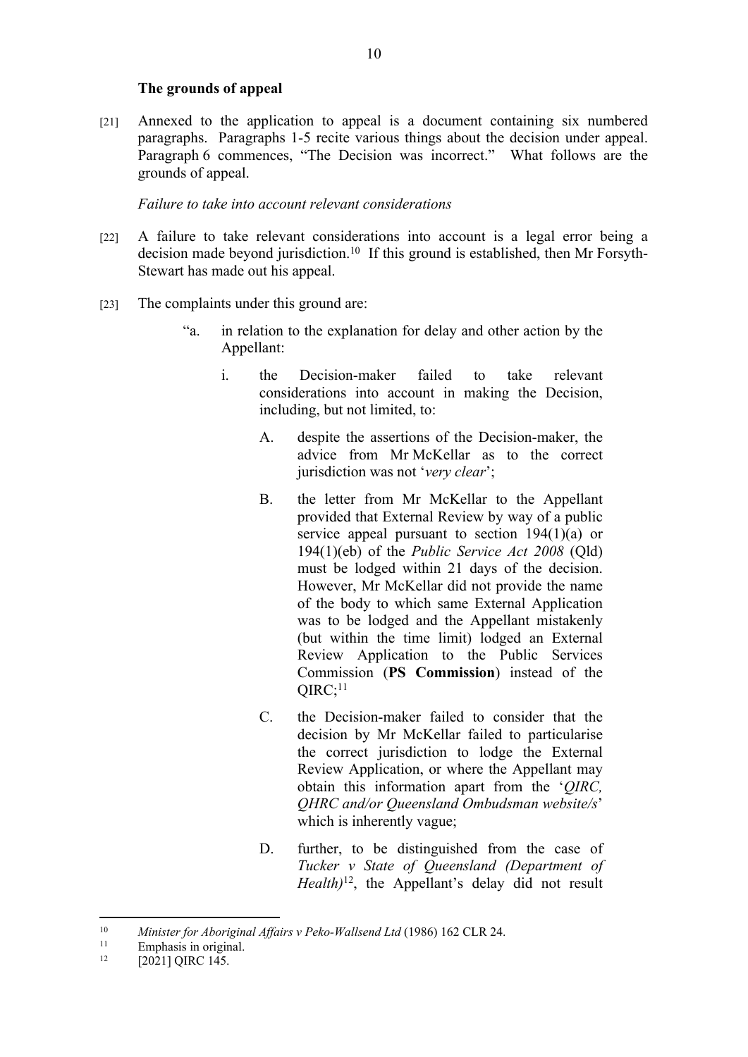### The grounds of appeal

[21] Annexed to the application to appeal is a document containing six numbered paragraphs. Paragraphs 1-5 recite various things about the decision under appeal. Paragraph 6 commences, "The Decision was incorrect." What follows are the grounds of appeal.

*Failure to take into account relevant considerations*

[22] A failure to take relevant considerations into account is a legal error being a decision made beyond jurisdiction.[10] If this ground is established, then Mr Forsyth-Stewart has made out his appeal.

[23] The complaints under this ground are:

> "a. in relation to the explanation for delay and other action by the Appellant:
>
> i. the Decision-maker failed to take relevant considerations into account in making the Decision, including, but not limited, to:
>
> A. despite the assertions of the Decision-maker, the advice from Mr McKellar as to the correct jurisdiction was not '*very clear*';
>
> B. the letter from Mr McKellar to the Appellant provided that External Review by way of a public service appeal pursuant to section 194(1)(a) or 194(1)(eb) of the *Public Service Act 2008* (Qld) must be lodged within 21 days of the decision. However, Mr McKellar did not provide the name of the body to which same External Application was to be lodged and the Appellant mistakenly (but within the time limit) lodged an External Review Application to the Public Services Commission (**PS Commission**) instead of the QIRC;[11]
>
> C. the Decision-maker failed to consider that the decision by Mr McKellar failed to particularise the correct jurisdiction to lodge the External Review Application, or where the Appellant may obtain this information apart from the '*QIRC, QHRC and/or Queensland Ombudsman website/s*' which is inherently vague;
>
> D. further, to be distinguished from the case of *Tucker v State of Queensland (Department of Health)*[12], the Appellant's delay did not result

---

[10] *Minister for Aboriginal Affairs v Peko-Wallsend Ltd* (1986) 162 CLR 24.

[11] Emphasis in original.

[12] [2021] QIRC 145.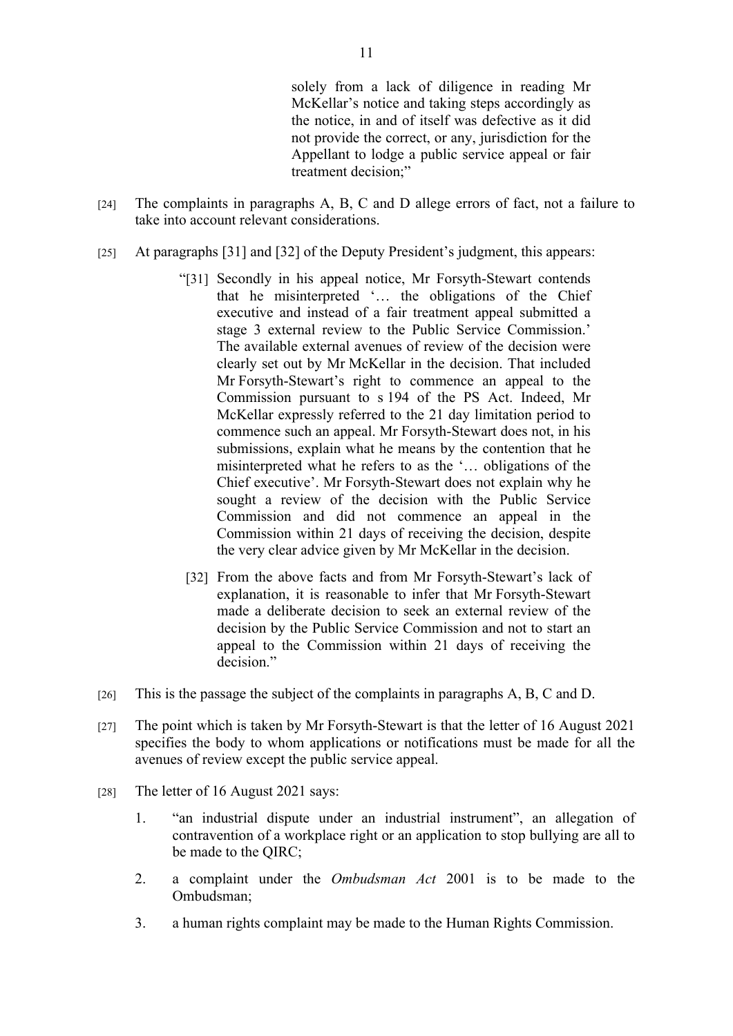> solely from a lack of diligence in reading Mr McKellar's notice and taking steps accordingly as the notice, in and of itself was defective as it did not provide the correct, or any, jurisdiction for the Appellant to lodge a public service appeal or fair treatment decision;"

[24] The complaints in paragraphs A, B, C and D allege errors of fact, not a failure to take into account relevant considerations.

[25] At paragraphs [31] and [32] of the Deputy President's judgment, this appears:

> "[31] Secondly in his appeal notice, Mr Forsyth-Stewart contends that he misinterpreted '… the obligations of the Chief executive and instead of a fair treatment appeal submitted a stage 3 external review to the Public Service Commission.' The available external avenues of review of the decision were clearly set out by Mr McKellar in the decision. That included Mr Forsyth-Stewart's right to commence an appeal to the Commission pursuant to s 194 of the PS Act. Indeed, Mr McKellar expressly referred to the 21 day limitation period to commence such an appeal. Mr Forsyth-Stewart does not, in his submissions, explain what he means by the contention that he misinterpreted what he refers to as the '… obligations of the Chief executive'. Mr Forsyth-Stewart does not explain why he sought a review of the decision with the Public Service Commission and did not commence an appeal in the Commission within 21 days of receiving the decision, despite the very clear advice given by Mr McKellar in the decision.
>
> [32] From the above facts and from Mr Forsyth-Stewart's lack of explanation, it is reasonable to infer that Mr Forsyth-Stewart made a deliberate decision to seek an external review of the decision by the Public Service Commission and not to start an appeal to the Commission within 21 days of receiving the decision."

[26] This is the passage the subject of the complaints in paragraphs A, B, C and D.

[27] The point which is taken by Mr Forsyth-Stewart is that the letter of 16 August 2021 specifies the body to whom applications or notifications must be made for all the avenues of review except the public service appeal.

[28] The letter of 16 August 2021 says:

1. "an industrial dispute under an industrial instrument", an allegation of contravention of a workplace right or an application to stop bullying are all to be made to the QIRC;
2. a complaint under the *Ombudsman Act* 2001 is to be made to the Ombudsman;
3. a human rights complaint may be made to the Human Rights Commission.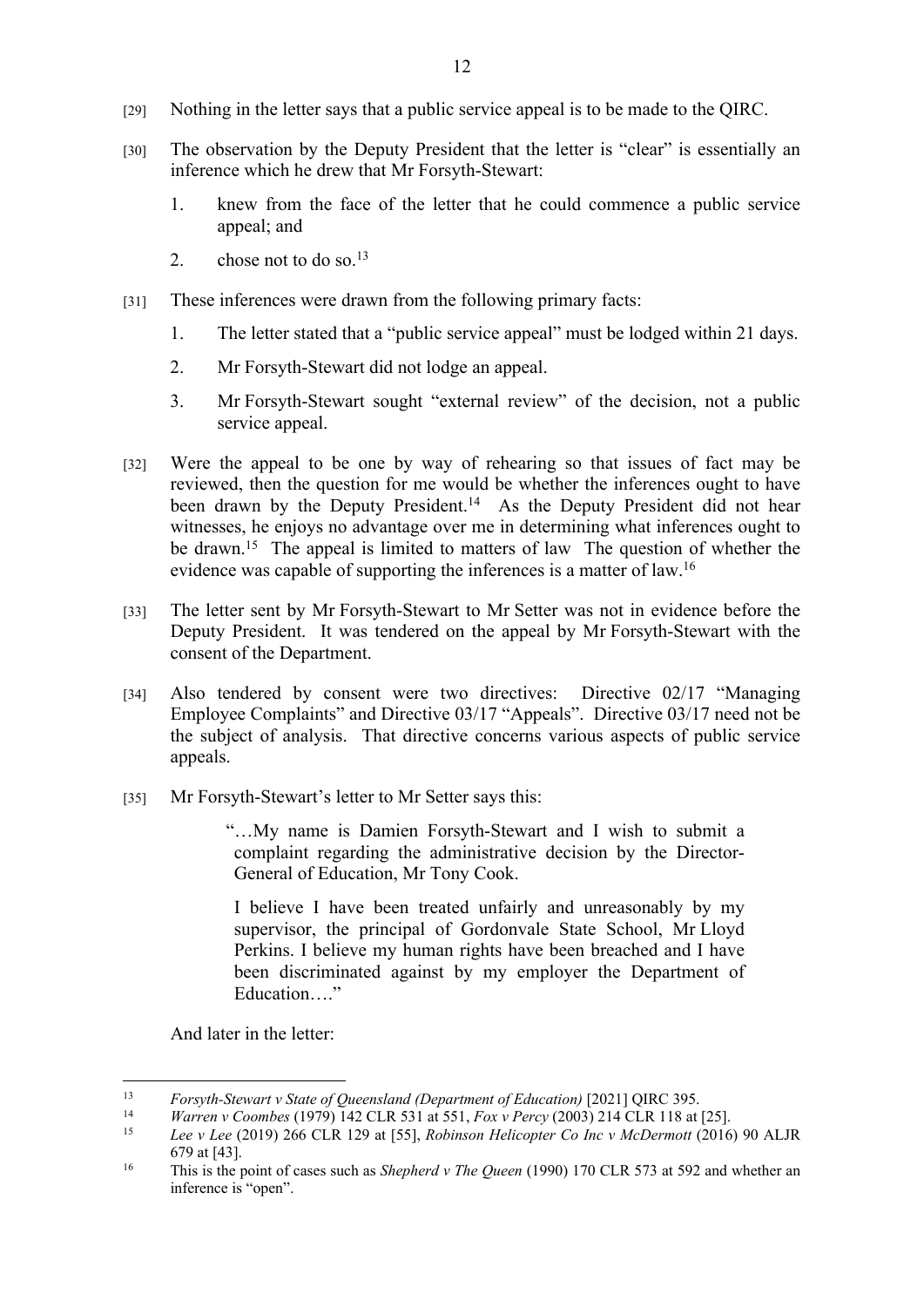[29] Nothing in the letter says that a public service appeal is to be made to the QIRC.

[30] The observation by the Deputy President that the letter is "clear" is essentially an inference which he drew that Mr Forsyth-Stewart:

1. knew from the face of the letter that he could commence a public service appeal; and
2. chose not to do so.[13]

[31] These inferences were drawn from the following primary facts:

1. The letter stated that a "public service appeal" must be lodged within 21 days.
2. Mr Forsyth-Stewart did not lodge an appeal.
3. Mr Forsyth-Stewart sought "external review" of the decision, not a public service appeal.

[32] Were the appeal to be one by way of rehearing so that issues of fact may be reviewed, then the question for me would be whether the inferences ought to have been drawn by the Deputy President.[14] As the Deputy President did not hear witnesses, he enjoys no advantage over me in determining what inferences ought to be drawn.[15] The appeal is limited to matters of law The question of whether the evidence was capable of supporting the inferences is a matter of law.[16]

[33] The letter sent by Mr Forsyth-Stewart to Mr Setter was not in evidence before the Deputy President. It was tendered on the appeal by Mr Forsyth-Stewart with the consent of the Department.

[34] Also tendered by consent were two directives: Directive 02/17 "Managing Employee Complaints" and Directive 03/17 "Appeals". Directive 03/17 need not be the subject of analysis. That directive concerns various aspects of public service appeals.

[35] Mr Forsyth-Stewart's letter to Mr Setter says this:

> "…My name is Damien Forsyth-Stewart and I wish to submit a complaint regarding the administrative decision by the Director-General of Education, Mr Tony Cook.
>
> I believe I have been treated unfairly and unreasonably by my supervisor, the principal of Gordonvale State School, Mr Lloyd Perkins. I believe my human rights have been breached and I have been discriminated against by my employer the Department of Education…."

And later in the letter:

---

[13] *Forsyth-Stewart v State of Queensland (Department of Education)* [2021] QIRC 395.

[14] *Warren v Coombes* (1979) 142 CLR 531 at 551, *Fox v Percy* (2003) 214 CLR 118 at [25].

[15] *Lee v Lee* (2019) 266 CLR 129 at [55], *Robinson Helicopter Co Inc v McDermott* (2016) 90 ALJR 679 at [43].

[16] This is the point of cases such as *Shepherd v The Queen* (1990) 170 CLR 573 at 592 and whether an inference is "open".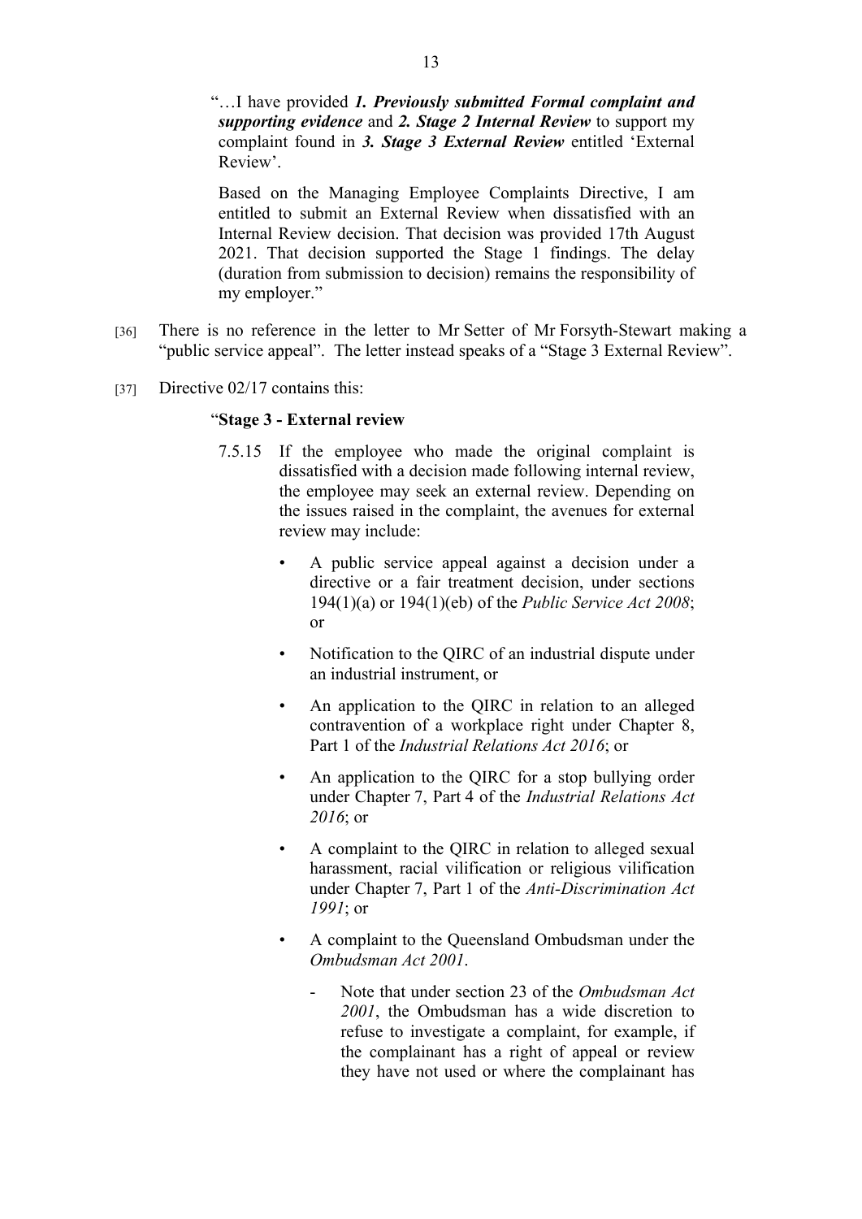"…I have provided ***1. Previously submitted Formal complaint and supporting evidence*** and ***2. Stage 2 Internal Review*** to support my complaint found in ***3. Stage 3 External Review*** entitled 'External Review'.

Based on the Managing Employee Complaints Directive, I am entitled to submit an External Review when dissatisfied with an Internal Review decision. That decision was provided 17th August 2021. That decision supported the Stage 1 findings. The delay (duration from submission to decision) remains the responsibility of my employer."

[36] There is no reference in the letter to Mr Setter of Mr Forsyth-Stewart making a "public service appeal". The letter instead speaks of a "Stage 3 External Review".

[37] Directive 02/17 contains this:

"**Stage 3 - External review**

7.5.15 If the employee who made the original complaint is dissatisfied with a decision made following internal review, the employee may seek an external review. Depending on the issues raised in the complaint, the avenues for external review may include:

- A public service appeal against a decision under a directive or a fair treatment decision, under sections 194(1)(a) or 194(1)(eb) of the *Public Service Act 2008*; or
- Notification to the QIRC of an industrial dispute under an industrial instrument, or
- An application to the QIRC in relation to an alleged contravention of a workplace right under Chapter 8, Part 1 of the *Industrial Relations Act 2016*; or
- An application to the QIRC for a stop bullying order under Chapter 7, Part 4 of the *Industrial Relations Act 2016*; or
- A complaint to the QIRC in relation to alleged sexual harassment, racial vilification or religious vilification under Chapter 7, Part 1 of the *Anti-Discrimination Act 1991*; or
- A complaint to the Queensland Ombudsman under the *Ombudsman Act 2001*.
  - Note that under section 23 of the *Ombudsman Act 2001*, the Ombudsman has a wide discretion to refuse to investigate a complaint, for example, if the complainant has a right of appeal or review they have not used or where the complainant has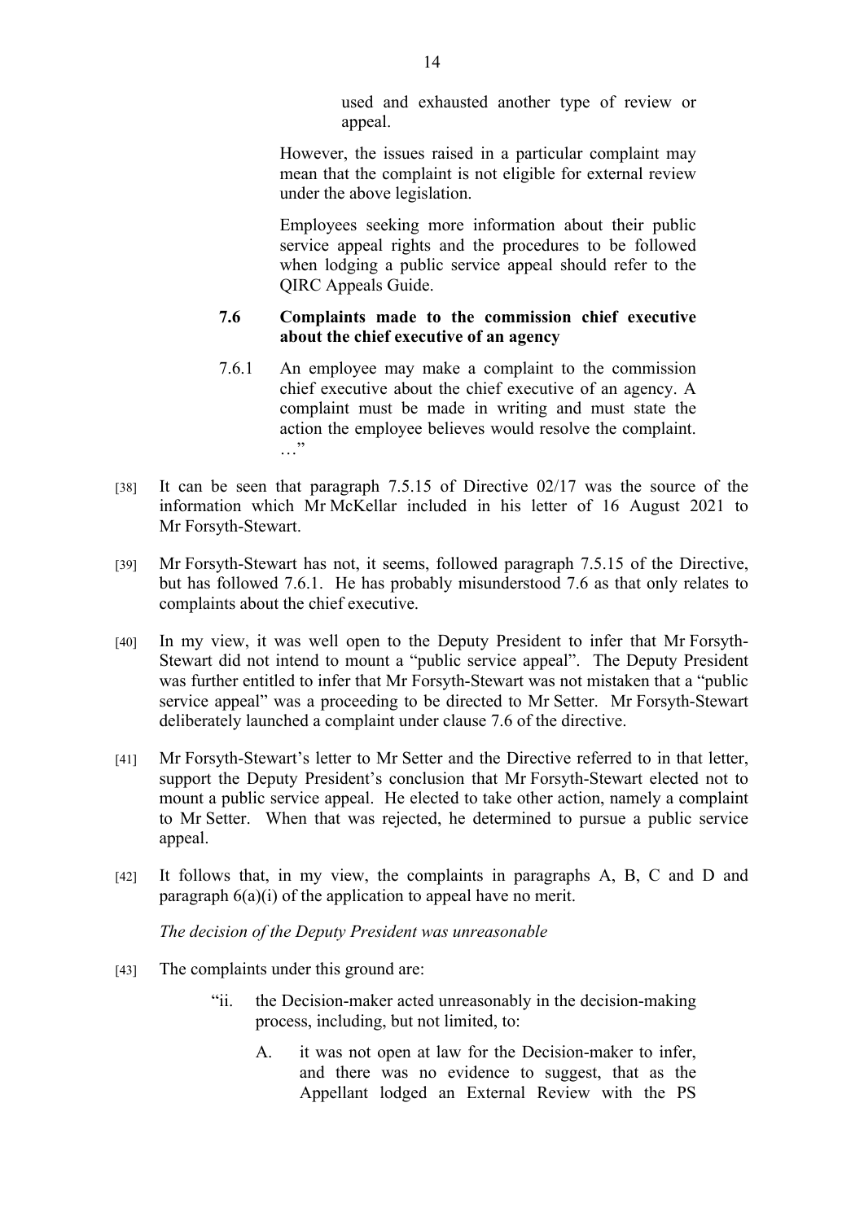> used and exhausted another type of review or appeal.
>
> However, the issues raised in a particular complaint may mean that the complaint is not eligible for external review under the above legislation.
>
> Employees seeking more information about their public service appeal rights and the procedures to be followed when lodging a public service appeal should refer to the QIRC Appeals Guide.
>
> **7.6 Complaints made to the commission chief executive about the chief executive of an agency**
>
> 7.6.1 An employee may make a complaint to the commission chief executive about the chief executive of an agency. A complaint must be made in writing and must state the action the employee believes would resolve the complaint. …"

[38] It can be seen that paragraph 7.5.15 of Directive 02/17 was the source of the information which Mr McKellar included in his letter of 16 August 2021 to Mr Forsyth-Stewart.

[39] Mr Forsyth-Stewart has not, it seems, followed paragraph 7.5.15 of the Directive, but has followed 7.6.1. He has probably misunderstood 7.6 as that only relates to complaints about the chief executive.

[40] In my view, it was well open to the Deputy President to infer that Mr Forsyth-Stewart did not intend to mount a "public service appeal". The Deputy President was further entitled to infer that Mr Forsyth-Stewart was not mistaken that a "public service appeal" was a proceeding to be directed to Mr Setter. Mr Forsyth-Stewart deliberately launched a complaint under clause 7.6 of the directive.

[41] Mr Forsyth-Stewart's letter to Mr Setter and the Directive referred to in that letter, support the Deputy President's conclusion that Mr Forsyth-Stewart elected not to mount a public service appeal. He elected to take other action, namely a complaint to Mr Setter. When that was rejected, he determined to pursue a public service appeal.

[42] It follows that, in my view, the complaints in paragraphs A, B, C and D and paragraph 6(a)(i) of the application to appeal have no merit.

*The decision of the Deputy President was unreasonable*

[43] The complaints under this ground are:

> "ii. the Decision-maker acted unreasonably in the decision-making process, including, but not limited to:
>
> A. it was not open at law for the Decision-maker to infer, and there was no evidence to suggest, that as the Appellant lodged an External Review with the PS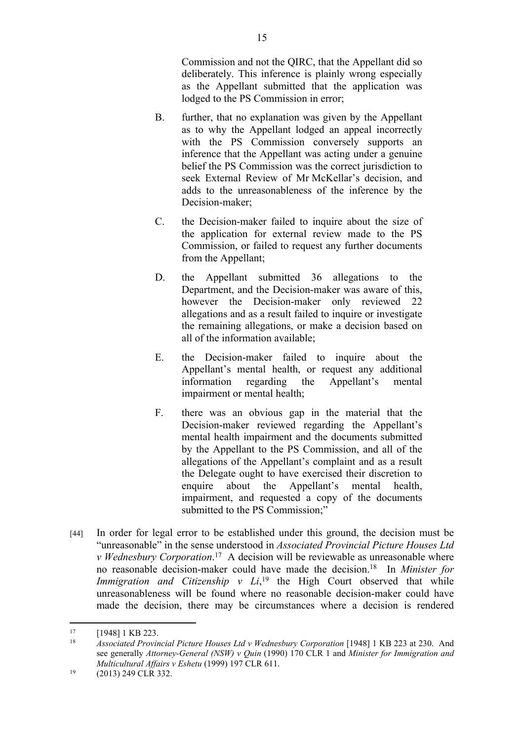Commission and not the QIRC, that the Appellant did so deliberately. This inference is plainly wrong especially as the Appellant submitted that the application was lodged to the PS Commission in error;

B. further, that no explanation was given by the Appellant as to why the Appellant lodged an appeal incorrectly with the PS Commission conversely supports an inference that the Appellant was acting under a genuine belief the PS Commission was the correct jurisdiction to seek External Review of Mr McKellar's decision, and adds to the unreasonableness of the inference by the Decision-maker;

C. the Decision-maker failed to inquire about the size of the application for external review made to the PS Commission, or failed to request any further documents from the Appellant;

D. the Appellant submitted 36 allegations to the Department, and the Decision-maker was aware of this, however the Decision-maker only reviewed 22 allegations and as a result failed to inquire or investigate the remaining allegations, or make a decision based on all of the information available;

E. the Decision-maker failed to inquire about the Appellant's mental health, or request any additional information regarding the Appellant's mental impairment or mental health;

F. there was an obvious gap in the material that the Decision-maker reviewed regarding the Appellant's mental health impairment and the documents submitted by the Appellant to the PS Commission, and all of the allegations of the Appellant's complaint and as a result the Delegate ought to have exercised their discretion to enquire about the Appellant's mental health, impairment, and requested a copy of the documents submitted to the PS Commission;"

[44] In order for legal error to be established under this ground, the decision must be "unreasonable" in the sense understood in *Associated Provincial Picture Houses Ltd v Wednesbury Corporation*.[17] A decision will be reviewable as unreasonable where no reasonable decision-maker could have made the decision.[18] In *Minister for Immigration and Citizenship v Li*,[19] the High Court observed that while unreasonableness will be found where no reasonable decision-maker could have made the decision, there may be circumstances where a decision is rendered

---

[17] [1948] 1 KB 223.

[18] *Associated Provincial Picture Houses Ltd v Wednesbury Corporation* [1948] 1 KB 223 at 230. And see generally *Attorney-General (NSW) v Quin* (1990) 170 CLR 1 and *Minister for Immigration and Multicultural Affairs v Eshetu* (1999) 197 CLR 611.

[19] (2013) 249 CLR 332.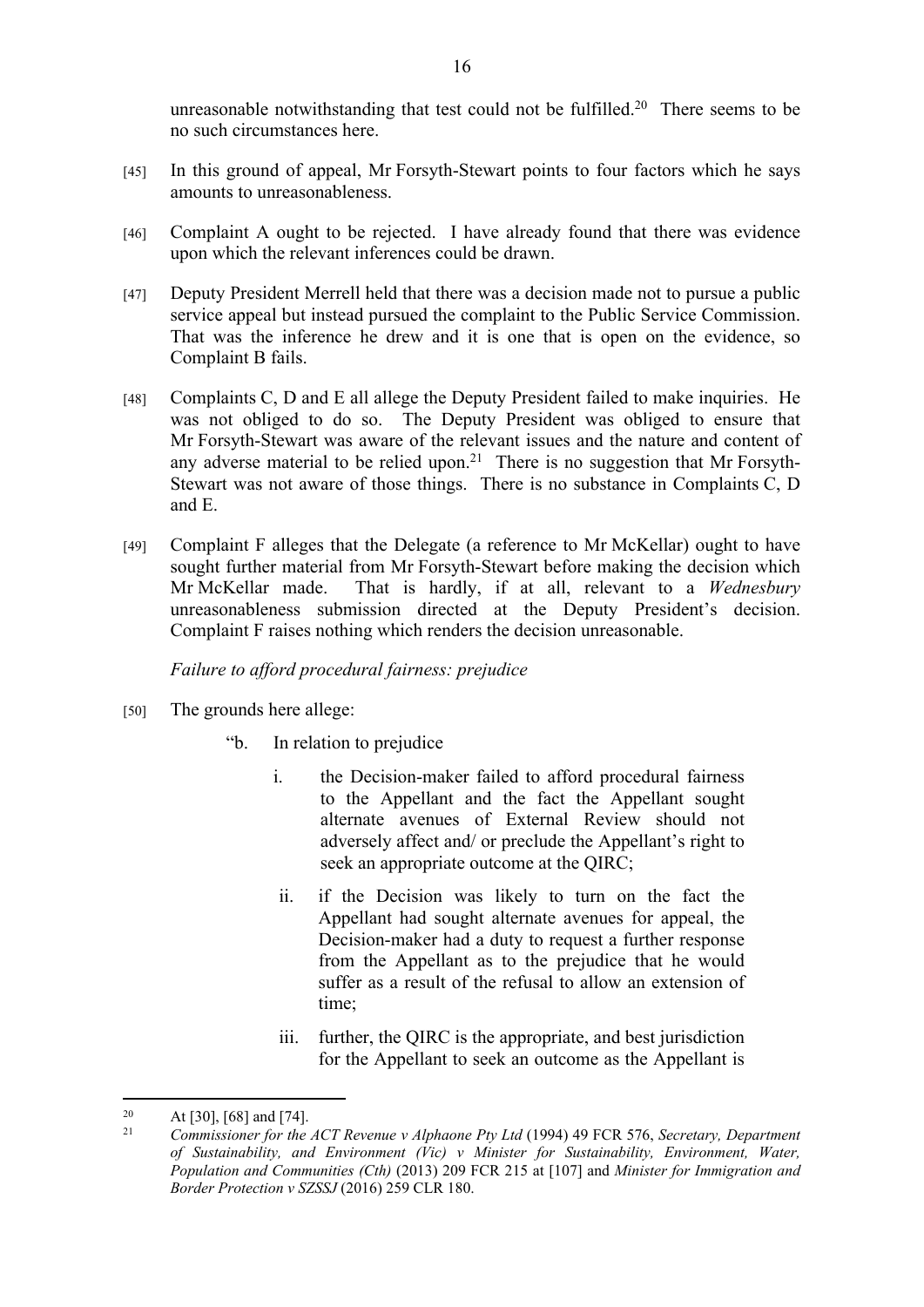unreasonable notwithstanding that test could not be fulfilled.[20] There seems to be no such circumstances here.

[45] In this ground of appeal, Mr Forsyth-Stewart points to four factors which he says amounts to unreasonableness.

[46] Complaint A ought to be rejected. I have already found that there was evidence upon which the relevant inferences could be drawn.

[47] Deputy President Merrell held that there was a decision made not to pursue a public service appeal but instead pursued the complaint to the Public Service Commission. That was the inference he drew and it is one that is open on the evidence, so Complaint B fails.

[48] Complaints C, D and E all allege the Deputy President failed to make inquiries. He was not obliged to do so. The Deputy President was obliged to ensure that Mr Forsyth-Stewart was aware of the relevant issues and the nature and content of any adverse material to be relied upon.[21] There is no suggestion that Mr Forsyth-Stewart was not aware of those things. There is no substance in Complaints C, D and E.

[49] Complaint F alleges that the Delegate (a reference to Mr McKellar) ought to have sought further material from Mr Forsyth-Stewart before making the decision which Mr McKellar made. That is hardly, if at all, relevant to a *Wednesbury* unreasonableness submission directed at the Deputy President's decision. Complaint F raises nothing which renders the decision unreasonable.

*Failure to afford procedural fairness: prejudice*

[50] The grounds here allege:

> "b. In relation to prejudice
>
> i. the Decision-maker failed to afford procedural fairness to the Appellant and the fact the Appellant sought alternate avenues of External Review should not adversely affect and/ or preclude the Appellant's right to seek an appropriate outcome at the QIRC;
>
> ii. if the Decision was likely to turn on the fact the Appellant had sought alternate avenues for appeal, the Decision-maker had a duty to request a further response from the Appellant as to the prejudice that he would suffer as a result of the refusal to allow an extension of time;
>
> iii. further, the QIRC is the appropriate, and best jurisdiction for the Appellant to seek an outcome as the Appellant is

---

[20] At [30], [68] and [74].

[21] *Commissioner for the ACT Revenue v Alphaone Pty Ltd* (1994) 49 FCR 576, *Secretary, Department of Sustainability, and Environment (Vic) v Minister for Sustainability, Environment, Water, Population and Communities (Cth)* (2013) 209 FCR 215 at [107] and *Minister for Immigration and Border Protection v SZSSJ* (2016) 259 CLR 180.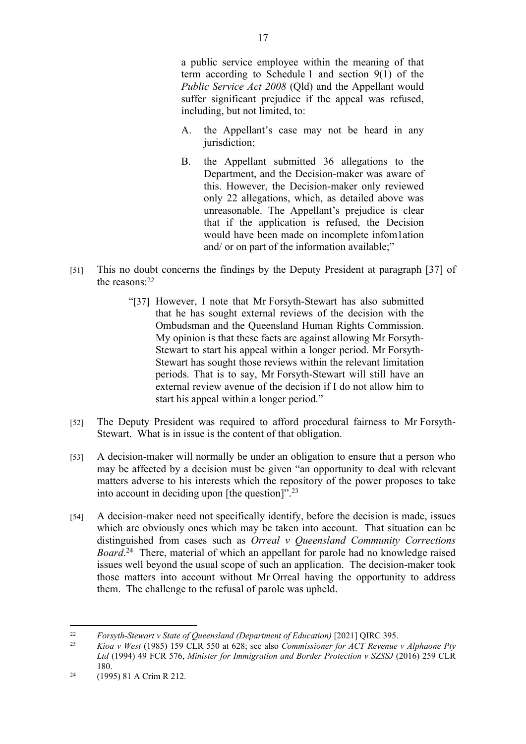a public service employee within the meaning of that term according to Schedule 1 and section 9(1) of the *Public Service Act 2008* (Qld) and the Appellant would suffer significant prejudice if the appeal was refused, including, but not limited, to:

A. the Appellant's case may not be heard in any jurisdiction;

B. the Appellant submitted 36 allegations to the Department, and the Decision-maker was aware of this. However, the Decision-maker only reviewed only 22 allegations, which, as detailed above was unreasonable. The Appellant's prejudice is clear that if the application is refused, the Decision would have been made on incomplete infom1ation and/ or on part of the information available;"

[51] This no doubt concerns the findings by the Deputy President at paragraph [37] of the reasons:[22]

> "[37] However, I note that Mr Forsyth-Stewart has also submitted that he has sought external reviews of the decision with the Ombudsman and the Queensland Human Rights Commission. My opinion is that these facts are against allowing Mr Forsyth-Stewart to start his appeal within a longer period. Mr Forsyth-Stewart has sought those reviews within the relevant limitation periods. That is to say, Mr Forsyth-Stewart will still have an external review avenue of the decision if I do not allow him to start his appeal within a longer period."

[52] The Deputy President was required to afford procedural fairness to Mr Forsyth-Stewart. What is in issue is the content of that obligation.

[53] A decision-maker will normally be under an obligation to ensure that a person who may be affected by a decision must be given "an opportunity to deal with relevant matters adverse to his interests which the repository of the power proposes to take into account in deciding upon [the question]".[23]

[54] A decision-maker need not specifically identify, before the decision is made, issues which are obviously ones which may be taken into account. That situation can be distinguished from cases such as *Orreal v Queensland Community Corrections Board*.[24] There, material of which an appellant for parole had no knowledge raised issues well beyond the usual scope of such an application. The decision-maker took those matters into account without Mr Orreal having the opportunity to address them. The challenge to the refusal of parole was upheld.

---

[22] *Forsyth-Stewart v State of Queensland (Department of Education)* [2021] QIRC 395.

[23] *Kioa v West* (1985) 159 CLR 550 at 628; see also *Commissioner for ACT Revenue v Alphaone Pty Ltd* (1994) 49 FCR 576, *Minister for Immigration and Border Protection v SZSSJ* (2016) 259 CLR 180.

[24] (1995) 81 A Crim R 212.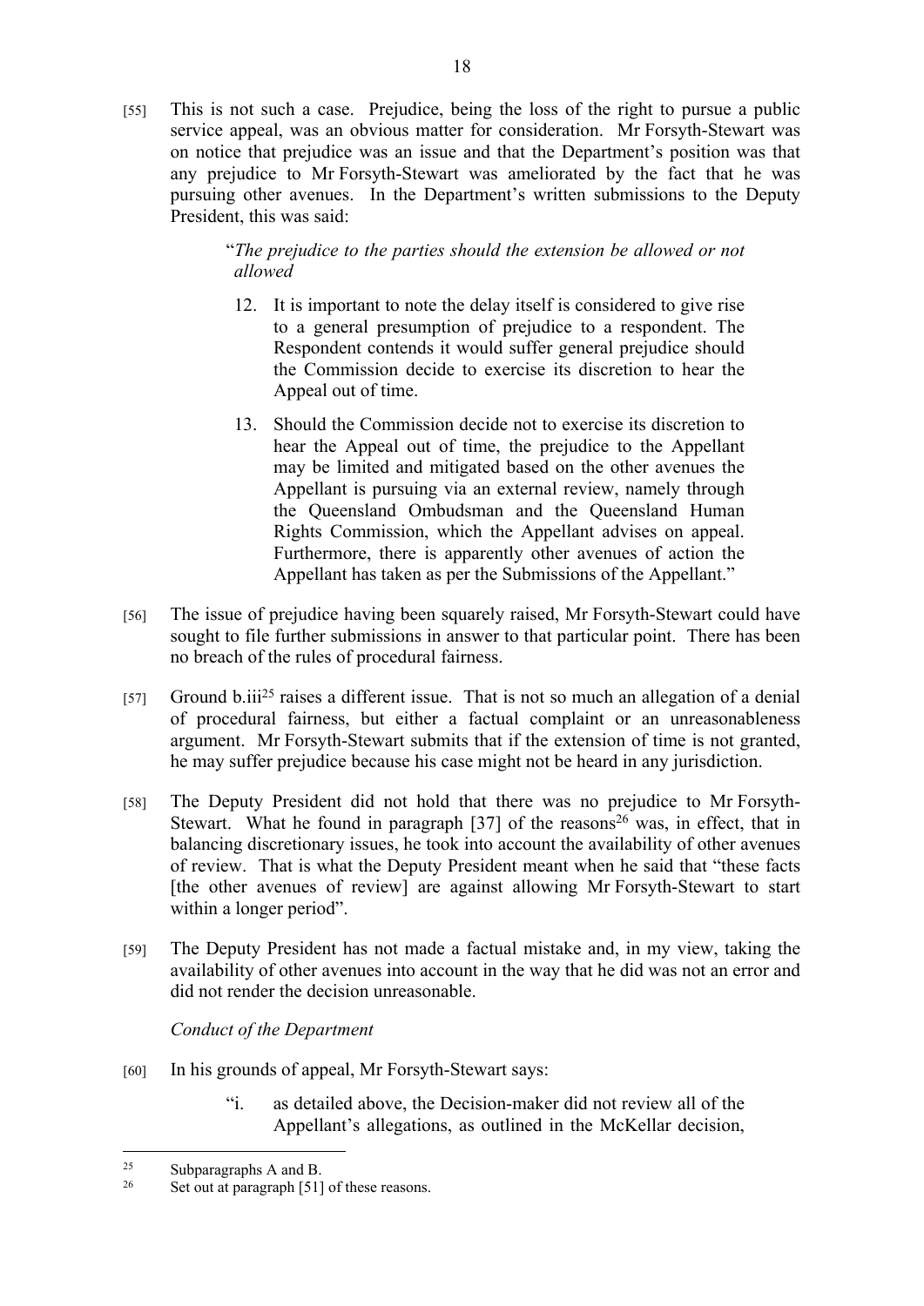[55] This is not such a case. Prejudice, being the loss of the right to pursue a public service appeal, was an obvious matter for consideration. Mr Forsyth-Stewart was on notice that prejudice was an issue and that the Department's position was that any prejudice to Mr Forsyth-Stewart was ameliorated by the fact that he was pursuing other avenues. In the Department's written submissions to the Deputy President, this was said:

> "*The prejudice to the parties should the extension be allowed or not allowed*
>
> 12. It is important to note the delay itself is considered to give rise to a general presumption of prejudice to a respondent. The Respondent contends it would suffer general prejudice should the Commission decide to exercise its discretion to hear the Appeal out of time.
>
> 13. Should the Commission decide not to exercise its discretion to hear the Appeal out of time, the prejudice to the Appellant may be limited and mitigated based on the other avenues the Appellant is pursuing via an external review, namely through the Queensland Ombudsman and the Queensland Human Rights Commission, which the Appellant advises on appeal. Furthermore, there is apparently other avenues of action the Appellant has taken as per the Submissions of the Appellant."

[56] The issue of prejudice having been squarely raised, Mr Forsyth-Stewart could have sought to file further submissions in answer to that particular point. There has been no breach of the rules of procedural fairness.

[57] Ground b.iii[25] raises a different issue. That is not so much an allegation of a denial of procedural fairness, but either a factual complaint or an unreasonableness argument. Mr Forsyth-Stewart submits that if the extension of time is not granted, he may suffer prejudice because his case might not be heard in any jurisdiction.

[58] The Deputy President did not hold that there was no prejudice to Mr Forsyth-Stewart. What he found in paragraph [37] of the reasons[26] was, in effect, that in balancing discretionary issues, he took into account the availability of other avenues of review. That is what the Deputy President meant when he said that "these facts [the other avenues of review] are against allowing Mr Forsyth-Stewart to start within a longer period".

[59] The Deputy President has not made a factual mistake and, in my view, taking the availability of other avenues into account in the way that he did was not an error and did not render the decision unreasonable.

*Conduct of the Department*

[60] In his grounds of appeal, Mr Forsyth-Stewart says:

> "i. as detailed above, the Decision-maker did not review all of the Appellant's allegations, as outlined in the McKellar decision,

---

[25] Subparagraphs A and B.

[26] Set out at paragraph [51] of these reasons.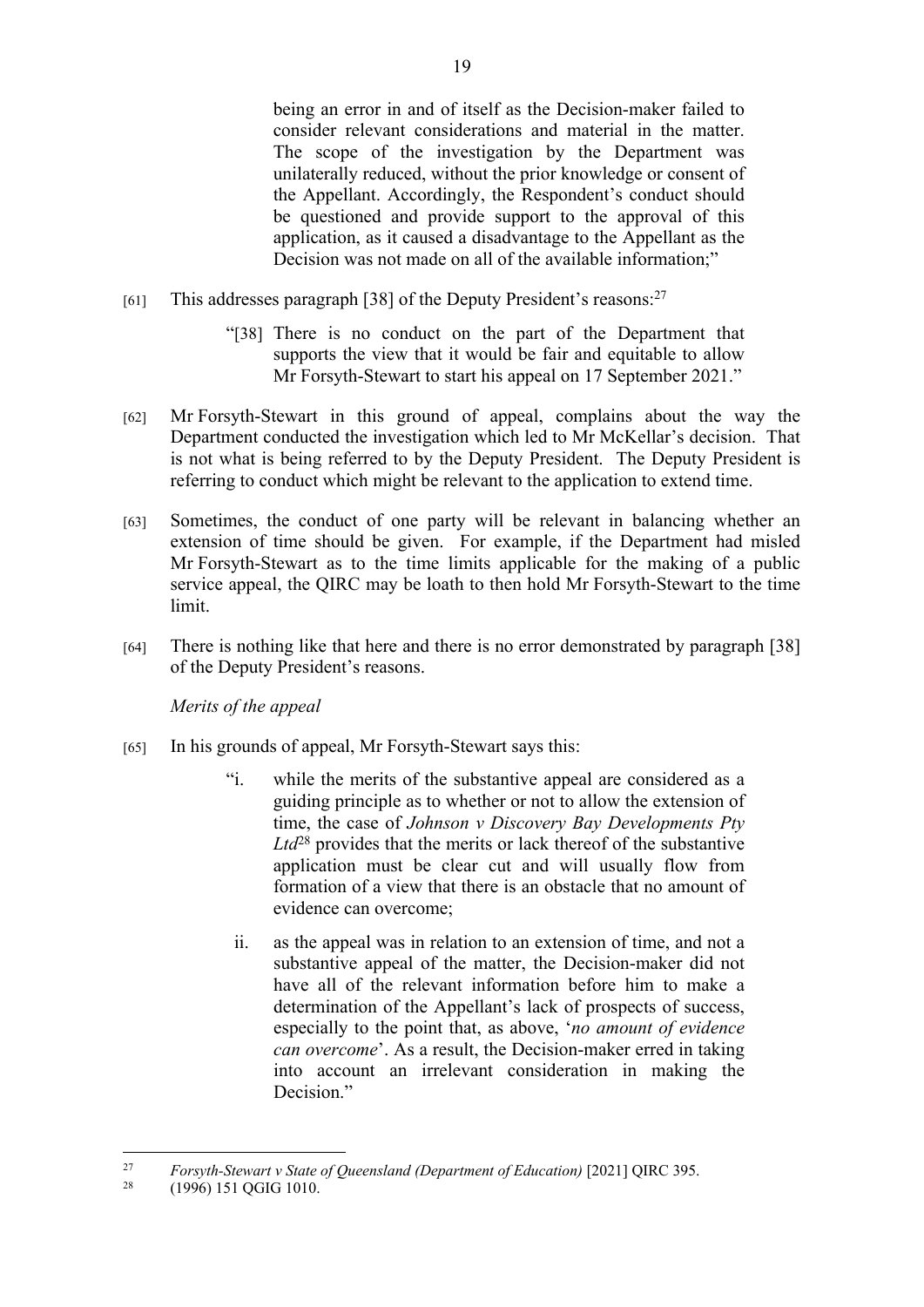> being an error in and of itself as the Decision-maker failed to consider relevant considerations and material in the matter. The scope of the investigation by the Department was unilaterally reduced, without the prior knowledge or consent of the Appellant. Accordingly, the Respondent's conduct should be questioned and provide support to the approval of this application, as it caused a disadvantage to the Appellant as the Decision was not made on all of the available information;"

[61] This addresses paragraph [38] of the Deputy President's reasons:[27]

> "[38] There is no conduct on the part of the Department that supports the view that it would be fair and equitable to allow Mr Forsyth-Stewart to start his appeal on 17 September 2021."

[62] Mr Forsyth-Stewart in this ground of appeal, complains about the way the Department conducted the investigation which led to Mr McKellar's decision. That is not what is being referred to by the Deputy President. The Deputy President is referring to conduct which might be relevant to the application to extend time.

[63] Sometimes, the conduct of one party will be relevant in balancing whether an extension of time should be given. For example, if the Department had misled Mr Forsyth-Stewart as to the time limits applicable for the making of a public service appeal, the QIRC may be loath to then hold Mr Forsyth-Stewart to the time limit.

[64] There is nothing like that here and there is no error demonstrated by paragraph [38] of the Deputy President's reasons.

*Merits of the appeal*

[65] In his grounds of appeal, Mr Forsyth-Stewart says this:

> "i. while the merits of the substantive appeal are considered as a guiding principle as to whether or not to allow the extension of time, the case of *Johnson v Discovery Bay Developments Pty Ltd*[28] provides that the merits or lack thereof of the substantive application must be clear cut and will usually flow from formation of a view that there is an obstacle that no amount of evidence can overcome;
>
> ii. as the appeal was in relation to an extension of time, and not a substantive appeal of the matter, the Decision-maker did not have all of the relevant information before him to make a determination of the Appellant's lack of prospects of success, especially to the point that, as above, '*no amount of evidence can overcome*'. As a result, the Decision-maker erred in taking into account an irrelevant consideration in making the Decision."

---

[27] *Forsyth-Stewart v State of Queensland (Department of Education)* [2021] QIRC 395.

[28] (1996) 151 QGIG 1010.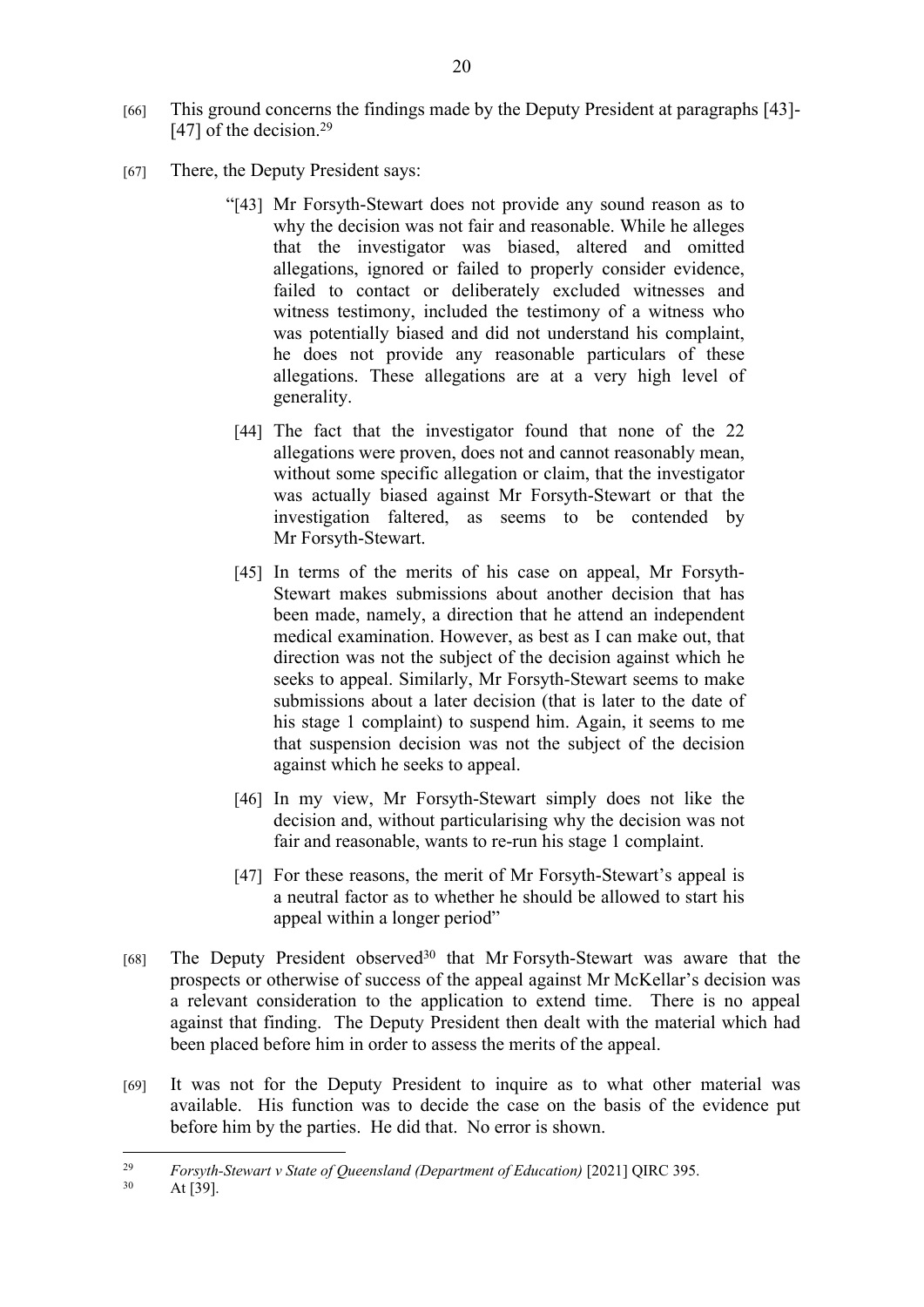[66] This ground concerns the findings made by the Deputy President at paragraphs [43]-[47] of the decision.[29]

[67] There, the Deputy President says:

> "[43] Mr Forsyth-Stewart does not provide any sound reason as to why the decision was not fair and reasonable. While he alleges that the investigator was biased, altered and omitted allegations, ignored or failed to properly consider evidence, failed to contact or deliberately excluded witnesses and witness testimony, included the testimony of a witness who was potentially biased and did not understand his complaint, he does not provide any reasonable particulars of these allegations. These allegations are at a very high level of generality.
>
> [44] The fact that the investigator found that none of the 22 allegations were proven, does not and cannot reasonably mean, without some specific allegation or claim, that the investigator was actually biased against Mr Forsyth-Stewart or that the investigation faltered, as seems to be contended by Mr Forsyth-Stewart.
>
> [45] In terms of the merits of his case on appeal, Mr Forsyth-Stewart makes submissions about another decision that has been made, namely, a direction that he attend an independent medical examination. However, as best as I can make out, that direction was not the subject of the decision against which he seeks to appeal. Similarly, Mr Forsyth-Stewart seems to make submissions about a later decision (that is later to the date of his stage 1 complaint) to suspend him. Again, it seems to me that suspension decision was not the subject of the decision against which he seeks to appeal.
>
> [46] In my view, Mr Forsyth-Stewart simply does not like the decision and, without particularising why the decision was not fair and reasonable, wants to re-run his stage 1 complaint.
>
> [47] For these reasons, the merit of Mr Forsyth-Stewart's appeal is a neutral factor as to whether he should be allowed to start his appeal within a longer period"

[68] The Deputy President observed[30] that Mr Forsyth-Stewart was aware that the prospects or otherwise of success of the appeal against Mr McKellar's decision was a relevant consideration to the application to extend time. There is no appeal against that finding. The Deputy President then dealt with the material which had been placed before him in order to assess the merits of the appeal.

[69] It was not for the Deputy President to inquire as to what other material was available. His function was to decide the case on the basis of the evidence put before him by the parties. He did that. No error is shown.

---

[29] *Forsyth-Stewart v State of Queensland (Department of Education)* [2021] QIRC 395.

[30] At [39].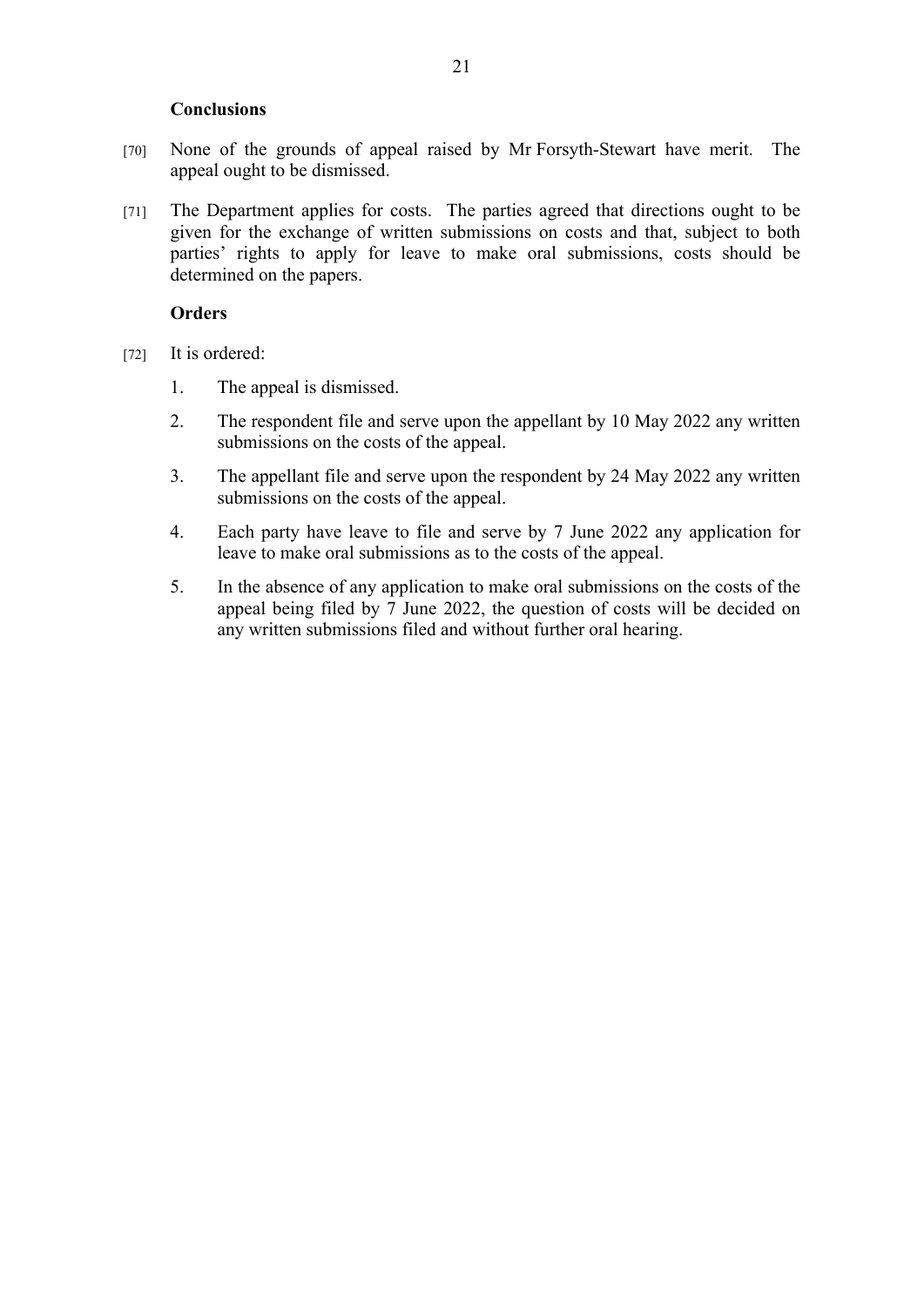### Conclusions

[70] None of the grounds of appeal raised by Mr Forsyth-Stewart have merit. The appeal ought to be dismissed.

[71] The Department applies for costs. The parties agreed that directions ought to be given for the exchange of written submissions on costs and that, subject to both parties' rights to apply for leave to make oral submissions, costs should be determined on the papers.

### Orders

[72] It is ordered:

1. The appeal is dismissed.

2. The respondent file and serve upon the appellant by 10 May 2022 any written submissions on the costs of the appeal.

3. The appellant file and serve upon the respondent by 24 May 2022 any written submissions on the costs of the appeal.

4. Each party have leave to file and serve by 7 June 2022 any application for leave to make oral submissions as to the costs of the appeal.

5. In the absence of any application to make oral submissions on the costs of the appeal being filed by 7 June 2022, the question of costs will be decided on any written submissions filed and without further oral hearing.